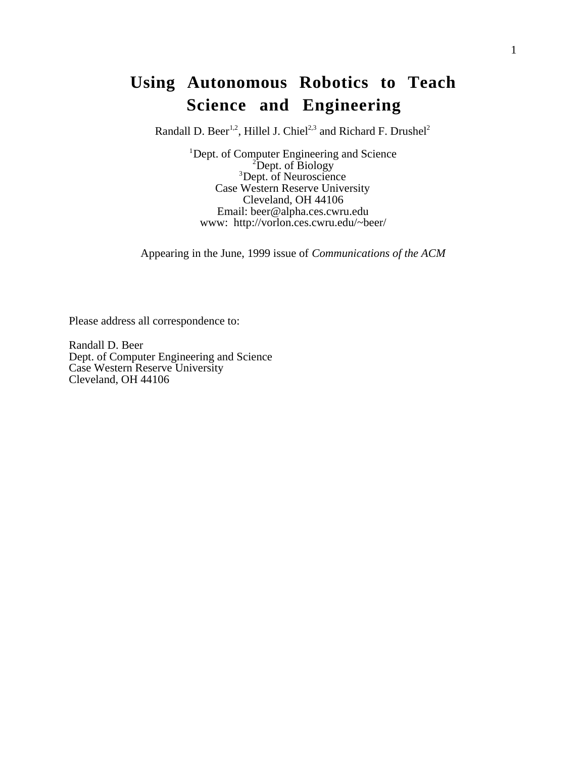# Using Autonomous Robotics to Teach Science and Engineering

Randall D. Beer[1,2], Hillel J. Chiel[2,3] and Richard F. Drushel[2]

[1]Dept. of Computer Engineering and Science
[2]Dept. of Biology
[3]Dept. of Neuroscience
Case Western Reserve University
Cleveland, OH 44106
Email: beer@alpha.ces.cwru.edu
www: http://vorlon.ces.cwru.edu/~beer/

Appearing in the June, 1999 issue of *Communications of the ACM*

Please address all correspondence to:

Randall D. Beer
Dept. of Computer Engineering and Science
Case Western Reserve University
Cleveland, OH 44106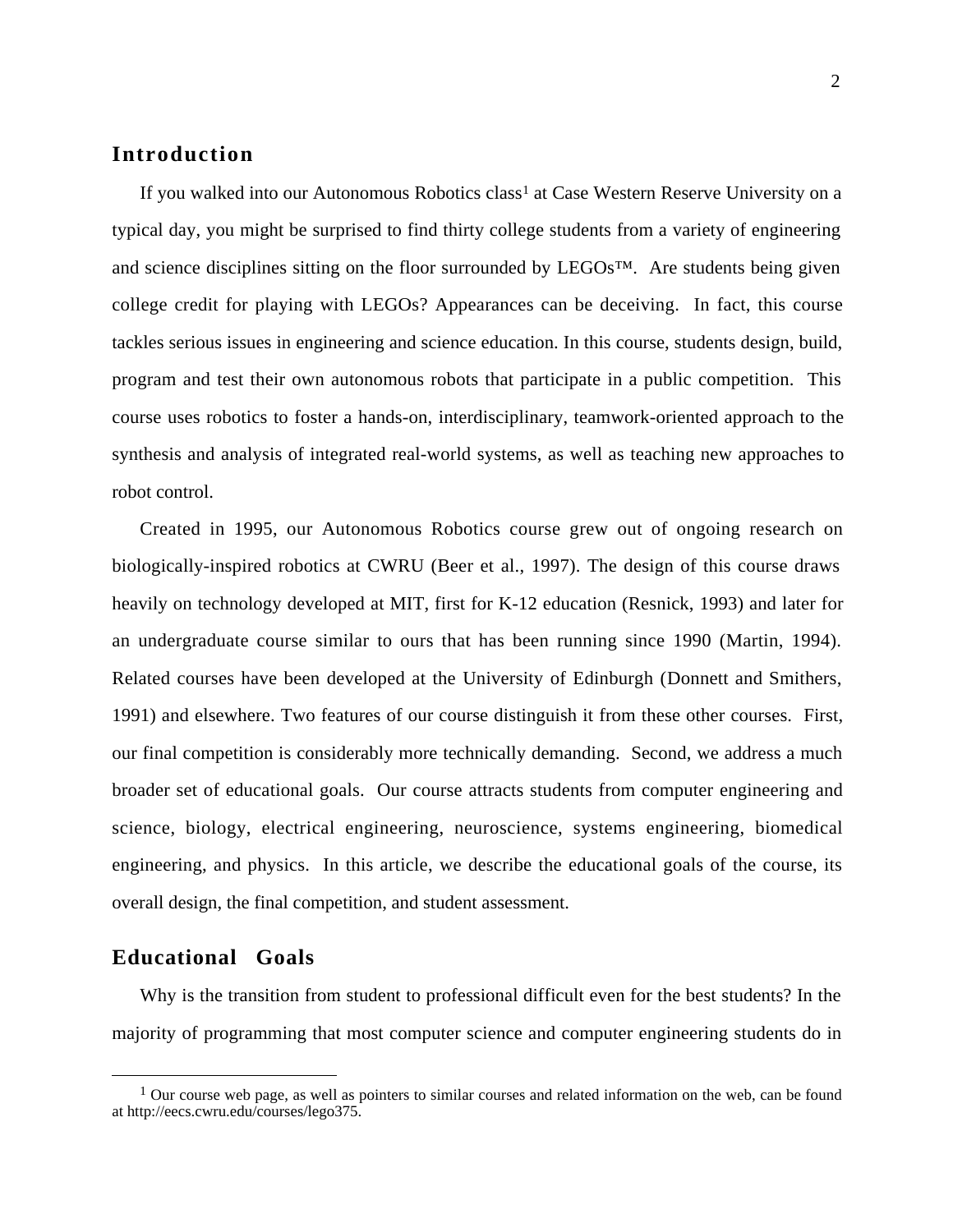## Introduction

If you walked into our Autonomous Robotics class[1] at Case Western Reserve University on a typical day, you might be surprised to find thirty college students from a variety of engineering and science disciplines sitting on the floor surrounded by LEGOs™. Are students being given college credit for playing with LEGOs? Appearances can be deceiving. In fact, this course tackles serious issues in engineering and science education. In this course, students design, build, program and test their own autonomous robots that participate in a public competition. This course uses robotics to foster a hands-on, interdisciplinary, teamwork-oriented approach to the synthesis and analysis of integrated real-world systems, as well as teaching new approaches to robot control.

Created in 1995, our Autonomous Robotics course grew out of ongoing research on biologically-inspired robotics at CWRU (Beer et al., 1997). The design of this course draws heavily on technology developed at MIT, first for K-12 education (Resnick, 1993) and later for an undergraduate course similar to ours that has been running since 1990 (Martin, 1994). Related courses have been developed at the University of Edinburgh (Donnett and Smithers, 1991) and elsewhere. Two features of our course distinguish it from these other courses. First, our final competition is considerably more technically demanding. Second, we address a much broader set of educational goals. Our course attracts students from computer engineering and science, biology, electrical engineering, neuroscience, systems engineering, biomedical engineering, and physics. In this article, we describe the educational goals of the course, its overall design, the final competition, and student assessment.

## Educational Goals

Why is the transition from student to professional difficult even for the best students? In the majority of programming that most computer science and computer engineering students do in

[1] Our course web page, as well as pointers to similar courses and related information on the web, can be found at http://eecs.cwru.edu/courses/lego375.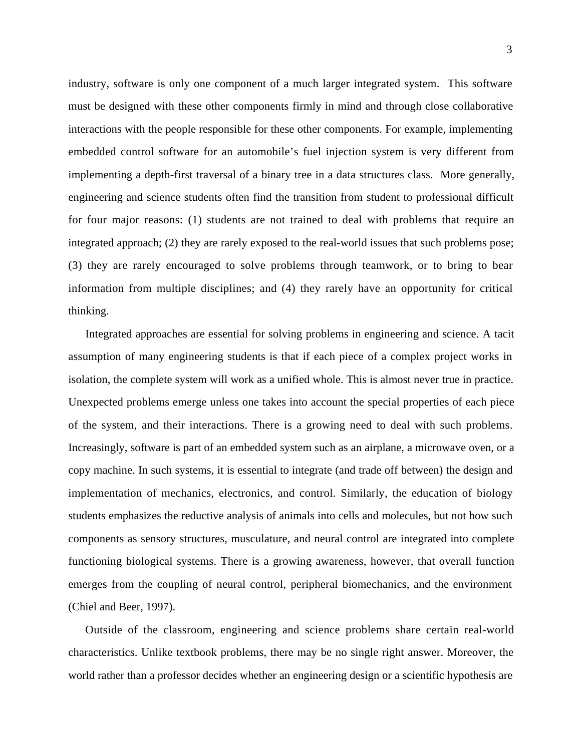industry, software is only one component of a much larger integrated system. This software must be designed with these other components firmly in mind and through close collaborative interactions with the people responsible for these other components. For example, implementing embedded control software for an automobile's fuel injection system is very different from implementing a depth-first traversal of a binary tree in a data structures class. More generally, engineering and science students often find the transition from student to professional difficult for four major reasons: (1) students are not trained to deal with problems that require an integrated approach; (2) they are rarely exposed to the real-world issues that such problems pose; (3) they are rarely encouraged to solve problems through teamwork, or to bring to bear information from multiple disciplines; and (4) they rarely have an opportunity for critical thinking.

Integrated approaches are essential for solving problems in engineering and science. A tacit assumption of many engineering students is that if each piece of a complex project works in isolation, the complete system will work as a unified whole. This is almost never true in practice. Unexpected problems emerge unless one takes into account the special properties of each piece of the system, and their interactions. There is a growing need to deal with such problems. Increasingly, software is part of an embedded system such as an airplane, a microwave oven, or a copy machine. In such systems, it is essential to integrate (and trade off between) the design and implementation of mechanics, electronics, and control. Similarly, the education of biology students emphasizes the reductive analysis of animals into cells and molecules, but not how such components as sensory structures, musculature, and neural control are integrated into complete functioning biological systems. There is a growing awareness, however, that overall function emerges from the coupling of neural control, peripheral biomechanics, and the environment (Chiel and Beer, 1997).

Outside of the classroom, engineering and science problems share certain real-world characteristics. Unlike textbook problems, there may be no single right answer. Moreover, the world rather than a professor decides whether an engineering design or a scientific hypothesis are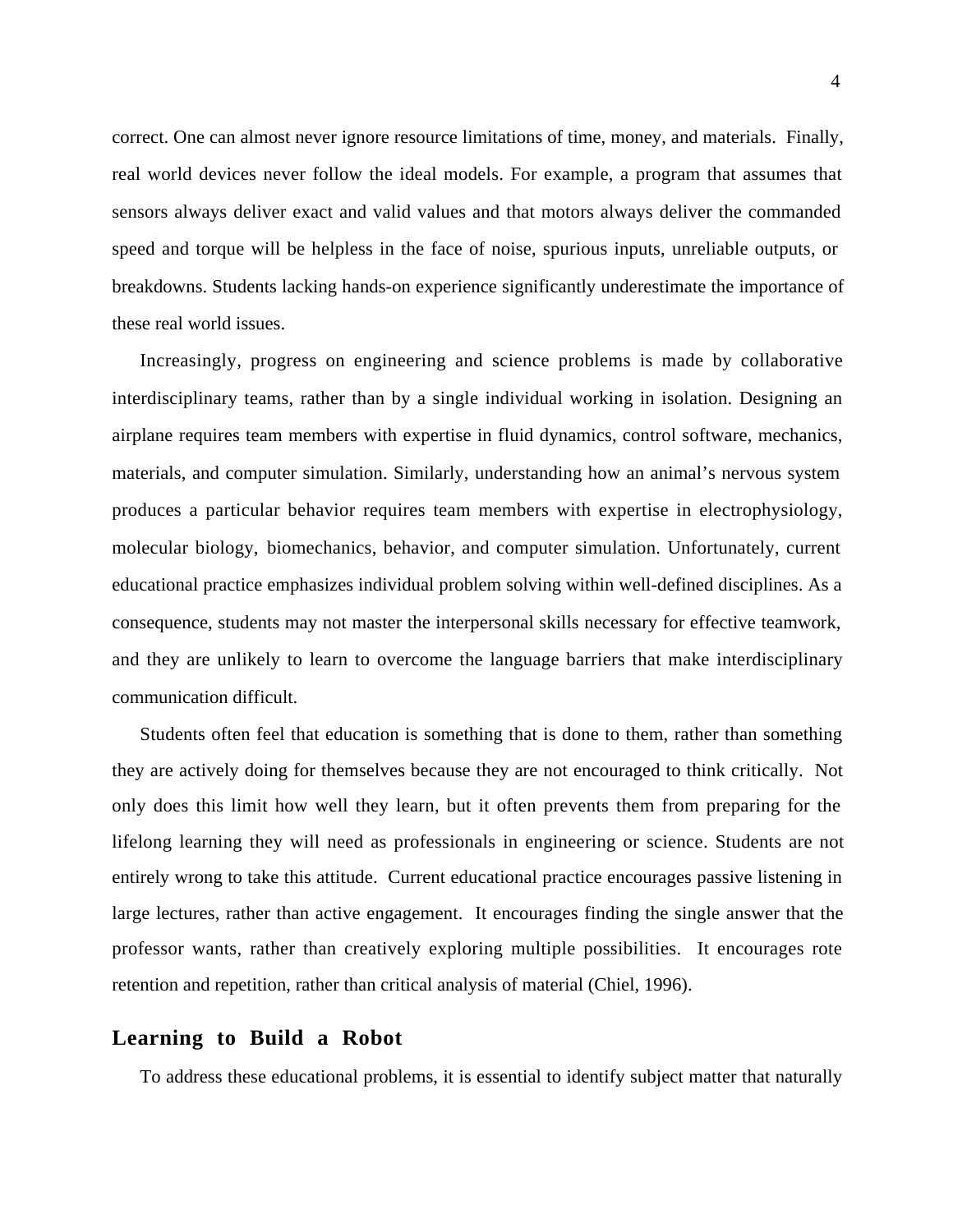correct. One can almost never ignore resource limitations of time, money, and materials. Finally, real world devices never follow the ideal models. For example, a program that assumes that sensors always deliver exact and valid values and that motors always deliver the commanded speed and torque will be helpless in the face of noise, spurious inputs, unreliable outputs, or breakdowns. Students lacking hands-on experience significantly underestimate the importance of these real world issues.

Increasingly, progress on engineering and science problems is made by collaborative interdisciplinary teams, rather than by a single individual working in isolation. Designing an airplane requires team members with expertise in fluid dynamics, control software, mechanics, materials, and computer simulation. Similarly, understanding how an animal's nervous system produces a particular behavior requires team members with expertise in electrophysiology, molecular biology, biomechanics, behavior, and computer simulation. Unfortunately, current educational practice emphasizes individual problem solving within well-defined disciplines. As a consequence, students may not master the interpersonal skills necessary for effective teamwork, and they are unlikely to learn to overcome the language barriers that make interdisciplinary communication difficult.

Students often feel that education is something that is done to them, rather than something they are actively doing for themselves because they are not encouraged to think critically. Not only does this limit how well they learn, but it often prevents them from preparing for the lifelong learning they will need as professionals in engineering or science. Students are not entirely wrong to take this attitude. Current educational practice encourages passive listening in large lectures, rather than active engagement. It encourages finding the single answer that the professor wants, rather than creatively exploring multiple possibilities. It encourages rote retention and repetition, rather than critical analysis of material (Chiel, 1996).

## Learning to Build a Robot

To address these educational problems, it is essential to identify subject matter that naturally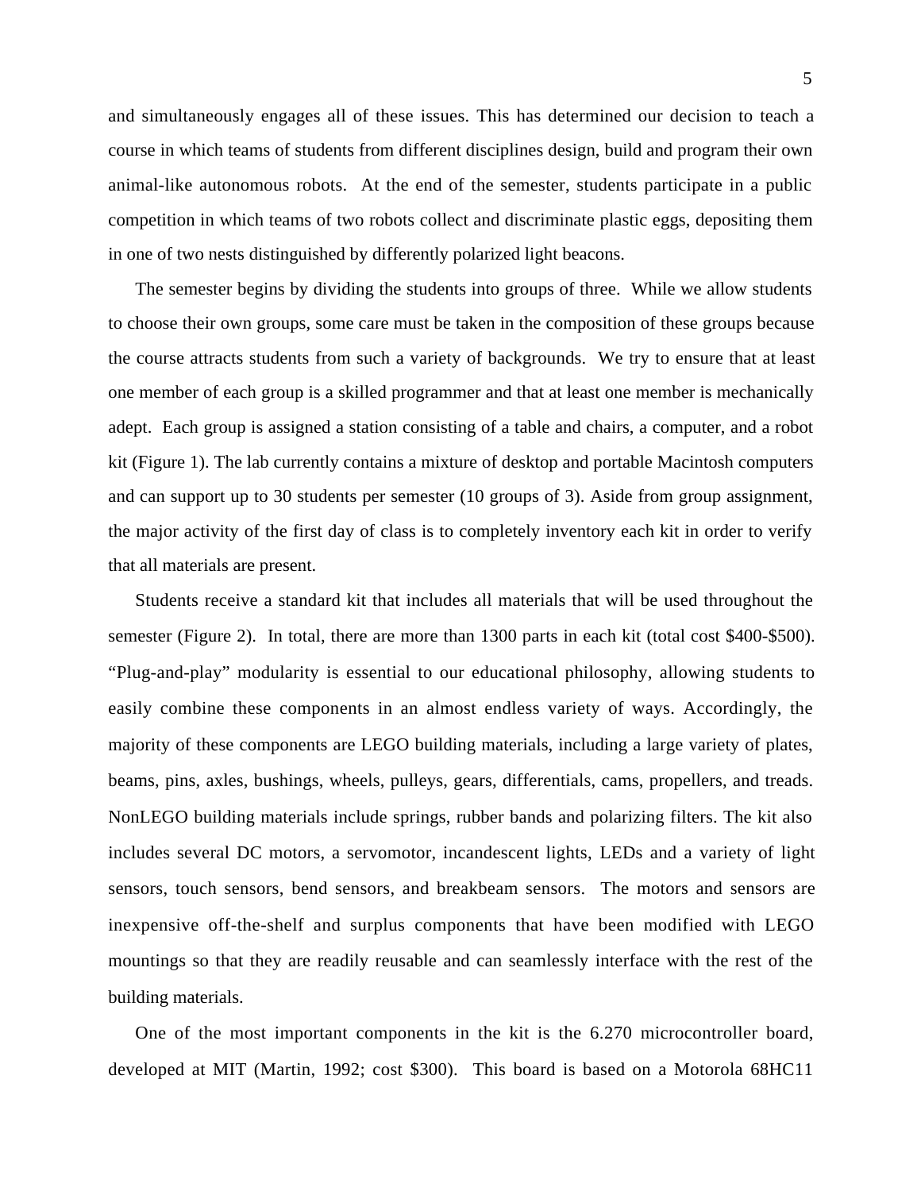and simultaneously engages all of these issues. This has determined our decision to teach a course in which teams of students from different disciplines design, build and program their own animal-like autonomous robots. At the end of the semester, students participate in a public competition in which teams of two robots collect and discriminate plastic eggs, depositing them in one of two nests distinguished by differently polarized light beacons.

The semester begins by dividing the students into groups of three. While we allow students to choose their own groups, some care must be taken in the composition of these groups because the course attracts students from such a variety of backgrounds. We try to ensure that at least one member of each group is a skilled programmer and that at least one member is mechanically adept. Each group is assigned a station consisting of a table and chairs, a computer, and a robot kit (Figure 1). The lab currently contains a mixture of desktop and portable Macintosh computers and can support up to 30 students per semester (10 groups of 3). Aside from group assignment, the major activity of the first day of class is to completely inventory each kit in order to verify that all materials are present.

Students receive a standard kit that includes all materials that will be used throughout the semester (Figure 2). In total, there are more than 1300 parts in each kit (total cost $400-$500). "Plug-and-play" modularity is essential to our educational philosophy, allowing students to easily combine these components in an almost endless variety of ways. Accordingly, the majority of these components are LEGO building materials, including a large variety of plates, beams, pins, axles, bushings, wheels, pulleys, gears, differentials, cams, propellers, and treads. NonLEGO building materials include springs, rubber bands and polarizing filters. The kit also includes several DC motors, a servomotor, incandescent lights, LEDs and a variety of light sensors, touch sensors, bend sensors, and breakbeam sensors. The motors and sensors are inexpensive off-the-shelf and surplus components that have been modified with LEGO mountings so that they are readily reusable and can seamlessly interface with the rest of the building materials.

One of the most important components in the kit is the 6.270 microcontroller board, developed at MIT (Martin, 1992; cost $300). This board is based on a Motorola 68HC11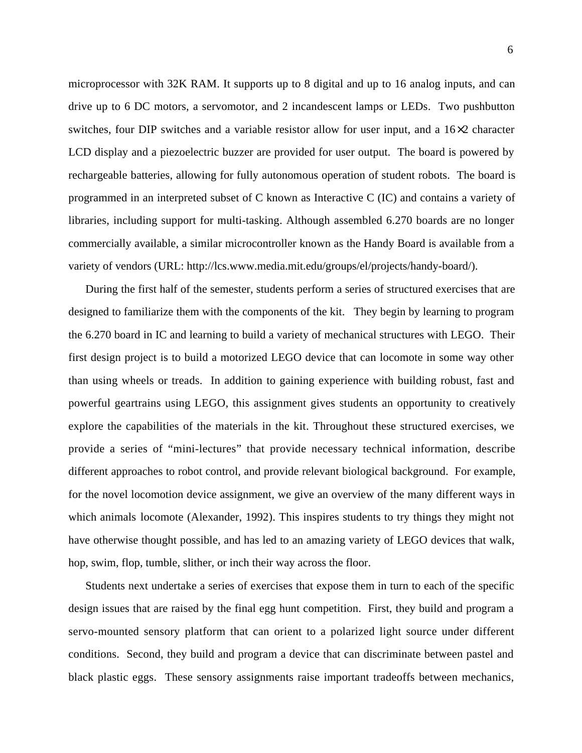microprocessor with 32K RAM. It supports up to 8 digital and up to 16 analog inputs, and can drive up to 6 DC motors, a servomotor, and 2 incandescent lamps or LEDs. Two pushbutton switches, four DIP switches and a variable resistor allow for user input, and a 16×2 character LCD display and a piezoelectric buzzer are provided for user output. The board is powered by rechargeable batteries, allowing for fully autonomous operation of student robots. The board is programmed in an interpreted subset of C known as Interactive C (IC) and contains a variety of libraries, including support for multi-tasking. Although assembled 6.270 boards are no longer commercially available, a similar microcontroller known as the Handy Board is available from a variety of vendors (URL: http://lcs.www.media.mit.edu/groups/el/projects/handy-board/).

During the first half of the semester, students perform a series of structured exercises that are designed to familiarize them with the components of the kit. They begin by learning to program the 6.270 board in IC and learning to build a variety of mechanical structures with LEGO. Their first design project is to build a motorized LEGO device that can locomote in some way other than using wheels or treads. In addition to gaining experience with building robust, fast and powerful geartrains using LEGO, this assignment gives students an opportunity to creatively explore the capabilities of the materials in the kit. Throughout these structured exercises, we provide a series of "mini-lectures" that provide necessary technical information, describe different approaches to robot control, and provide relevant biological background. For example, for the novel locomotion device assignment, we give an overview of the many different ways in which animals locomote (Alexander, 1992). This inspires students to try things they might not have otherwise thought possible, and has led to an amazing variety of LEGO devices that walk, hop, swim, flop, tumble, slither, or inch their way across the floor.

Students next undertake a series of exercises that expose them in turn to each of the specific design issues that are raised by the final egg hunt competition. First, they build and program a servo-mounted sensory platform that can orient to a polarized light source under different conditions. Second, they build and program a device that can discriminate between pastel and black plastic eggs. These sensory assignments raise important tradeoffs between mechanics,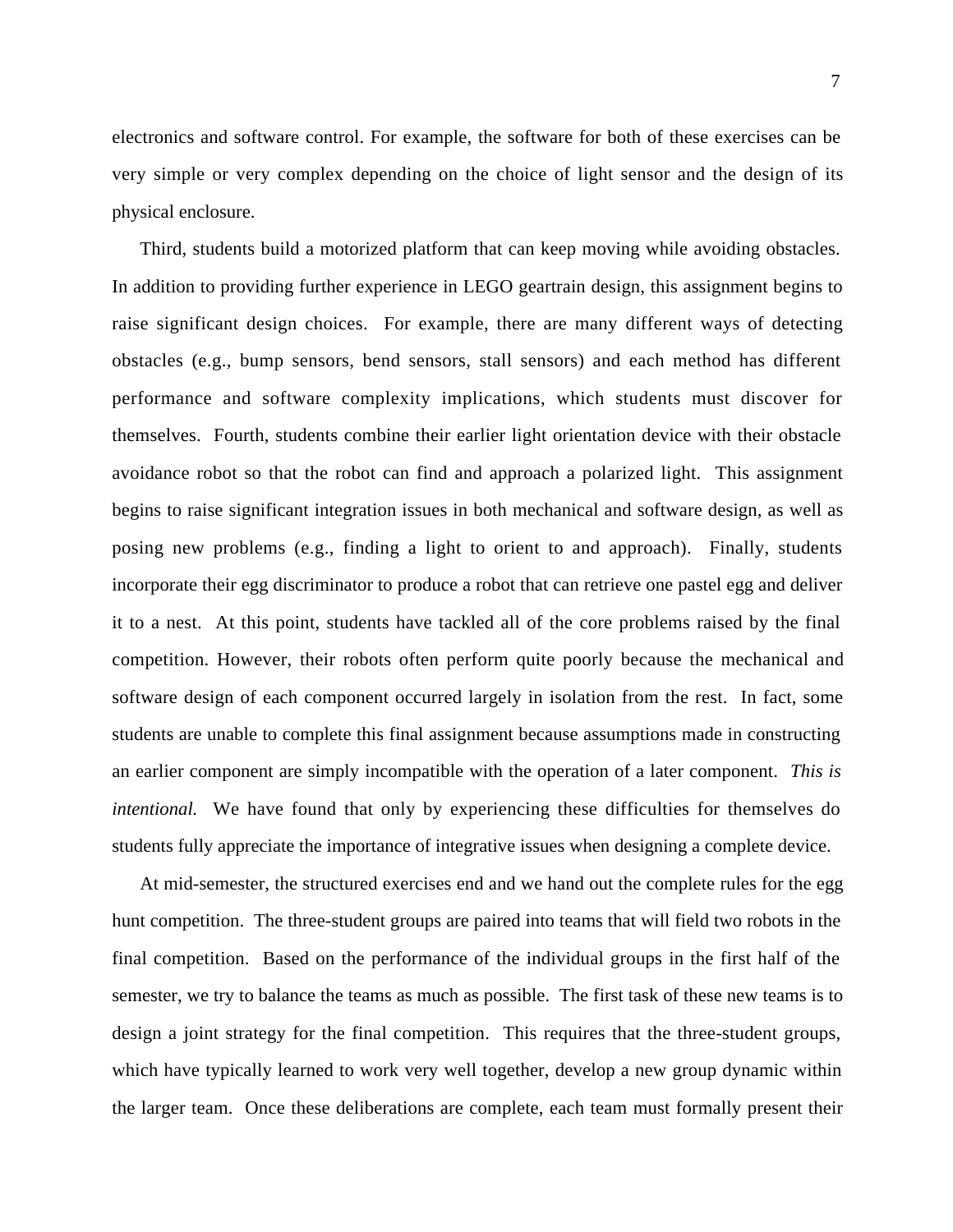electronics and software control. For example, the software for both of these exercises can be very simple or very complex depending on the choice of light sensor and the design of its physical enclosure.

Third, students build a motorized platform that can keep moving while avoiding obstacles. In addition to providing further experience in LEGO geartrain design, this assignment begins to raise significant design choices. For example, there are many different ways of detecting obstacles (e.g., bump sensors, bend sensors, stall sensors) and each method has different performance and software complexity implications, which students must discover for themselves. Fourth, students combine their earlier light orientation device with their obstacle avoidance robot so that the robot can find and approach a polarized light. This assignment begins to raise significant integration issues in both mechanical and software design, as well as posing new problems (e.g., finding a light to orient to and approach). Finally, students incorporate their egg discriminator to produce a robot that can retrieve one pastel egg and deliver it to a nest. At this point, students have tackled all of the core problems raised by the final competition. However, their robots often perform quite poorly because the mechanical and software design of each component occurred largely in isolation from the rest. In fact, some students are unable to complete this final assignment because assumptions made in constructing an earlier component are simply incompatible with the operation of a later component. *This is intentional.* We have found that only by experiencing these difficulties for themselves do students fully appreciate the importance of integrative issues when designing a complete device.

At mid-semester, the structured exercises end and we hand out the complete rules for the egg hunt competition. The three-student groups are paired into teams that will field two robots in the final competition. Based on the performance of the individual groups in the first half of the semester, we try to balance the teams as much as possible. The first task of these new teams is to design a joint strategy for the final competition. This requires that the three-student groups, which have typically learned to work very well together, develop a new group dynamic within the larger team. Once these deliberations are complete, each team must formally present their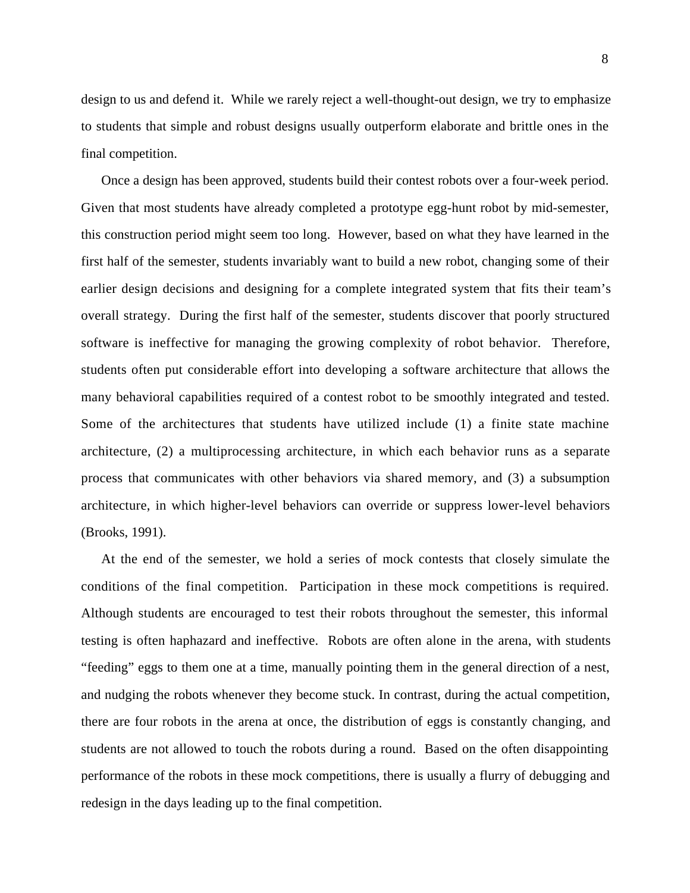design to us and defend it. While we rarely reject a well-thought-out design, we try to emphasize to students that simple and robust designs usually outperform elaborate and brittle ones in the final competition.

Once a design has been approved, students build their contest robots over a four-week period. Given that most students have already completed a prototype egg-hunt robot by mid-semester, this construction period might seem too long. However, based on what they have learned in the first half of the semester, students invariably want to build a new robot, changing some of their earlier design decisions and designing for a complete integrated system that fits their team's overall strategy. During the first half of the semester, students discover that poorly structured software is ineffective for managing the growing complexity of robot behavior. Therefore, students often put considerable effort into developing a software architecture that allows the many behavioral capabilities required of a contest robot to be smoothly integrated and tested. Some of the architectures that students have utilized include (1) a finite state machine architecture, (2) a multiprocessing architecture, in which each behavior runs as a separate process that communicates with other behaviors via shared memory, and (3) a subsumption architecture, in which higher-level behaviors can override or suppress lower-level behaviors (Brooks, 1991).

At the end of the semester, we hold a series of mock contests that closely simulate the conditions of the final competition. Participation in these mock competitions is required. Although students are encouraged to test their robots throughout the semester, this informal testing is often haphazard and ineffective. Robots are often alone in the arena, with students "feeding" eggs to them one at a time, manually pointing them in the general direction of a nest, and nudging the robots whenever they become stuck. In contrast, during the actual competition, there are four robots in the arena at once, the distribution of eggs is constantly changing, and students are not allowed to touch the robots during a round. Based on the often disappointing performance of the robots in these mock competitions, there is usually a flurry of debugging and redesign in the days leading up to the final competition.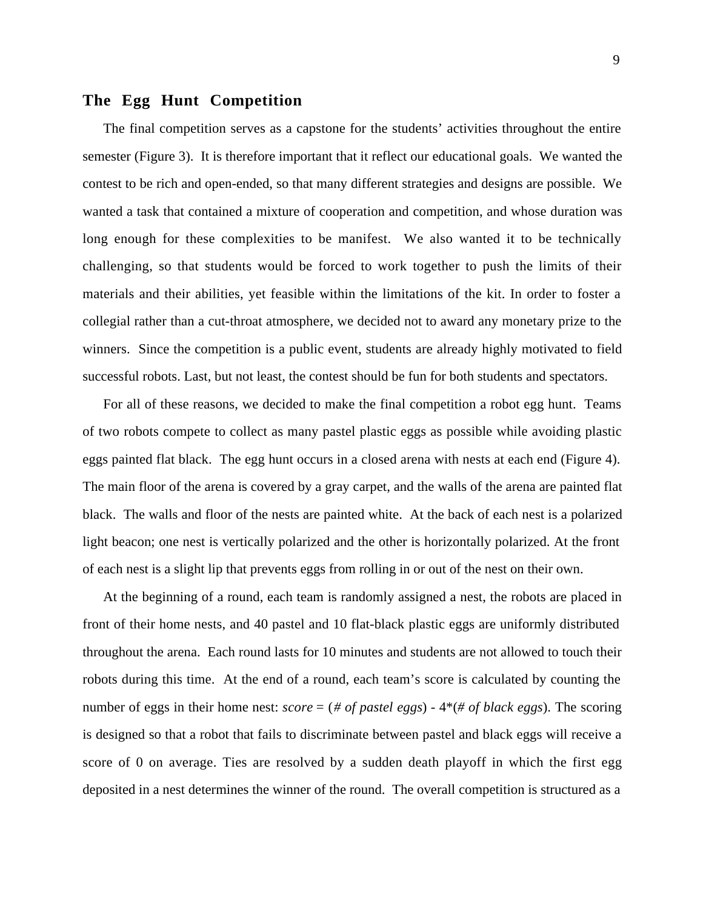## The Egg Hunt Competition

The final competition serves as a capstone for the students' activities throughout the entire semester (Figure 3). It is therefore important that it reflect our educational goals. We wanted the contest to be rich and open-ended, so that many different strategies and designs are possible. We wanted a task that contained a mixture of cooperation and competition, and whose duration was long enough for these complexities to be manifest. We also wanted it to be technically challenging, so that students would be forced to work together to push the limits of their materials and their abilities, yet feasible within the limitations of the kit. In order to foster a collegial rather than a cut-throat atmosphere, we decided not to award any monetary prize to the winners. Since the competition is a public event, students are already highly motivated to field successful robots. Last, but not least, the contest should be fun for both students and spectators.

For all of these reasons, we decided to make the final competition a robot egg hunt. Teams of two robots compete to collect as many pastel plastic eggs as possible while avoiding plastic eggs painted flat black. The egg hunt occurs in a closed arena with nests at each end (Figure 4). The main floor of the arena is covered by a gray carpet, and the walls of the arena are painted flat black. The walls and floor of the nests are painted white. At the back of each nest is a polarized light beacon; one nest is vertically polarized and the other is horizontally polarized. At the front of each nest is a slight lip that prevents eggs from rolling in or out of the nest on their own.

At the beginning of a round, each team is randomly assigned a nest, the robots are placed in front of their home nests, and 40 pastel and 10 flat-black plastic eggs are uniformly distributed throughout the arena. Each round lasts for 10 minutes and students are not allowed to touch their robots during this time. At the end of a round, each team's score is calculated by counting the number of eggs in their home nest: *score* = (*# of pastel eggs*) - 4*(*# of black eggs*). The scoring is designed so that a robot that fails to discriminate between pastel and black eggs will receive a score of 0 on average. Ties are resolved by a sudden death playoff in which the first egg deposited in a nest determines the winner of the round. The overall competition is structured as a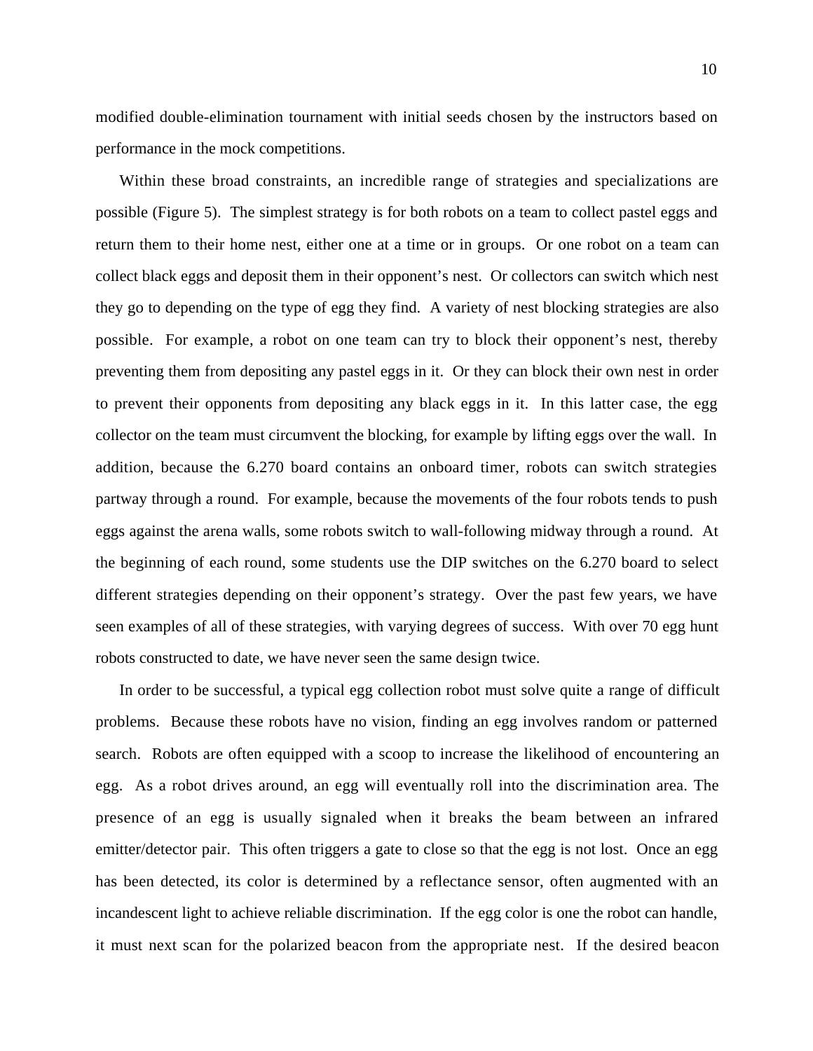modified double-elimination tournament with initial seeds chosen by the instructors based on performance in the mock competitions.

Within these broad constraints, an incredible range of strategies and specializations are possible (Figure 5). The simplest strategy is for both robots on a team to collect pastel eggs and return them to their home nest, either one at a time or in groups. Or one robot on a team can collect black eggs and deposit them in their opponent's nest. Or collectors can switch which nest they go to depending on the type of egg they find. A variety of nest blocking strategies are also possible. For example, a robot on one team can try to block their opponent's nest, thereby preventing them from depositing any pastel eggs in it. Or they can block their own nest in order to prevent their opponents from depositing any black eggs in it. In this latter case, the egg collector on the team must circumvent the blocking, for example by lifting eggs over the wall. In addition, because the 6.270 board contains an onboard timer, robots can switch strategies partway through a round. For example, because the movements of the four robots tends to push eggs against the arena walls, some robots switch to wall-following midway through a round. At the beginning of each round, some students use the DIP switches on the 6.270 board to select different strategies depending on their opponent's strategy. Over the past few years, we have seen examples of all of these strategies, with varying degrees of success. With over 70 egg hunt robots constructed to date, we have never seen the same design twice.

In order to be successful, a typical egg collection robot must solve quite a range of difficult problems. Because these robots have no vision, finding an egg involves random or patterned search. Robots are often equipped with a scoop to increase the likelihood of encountering an egg. As a robot drives around, an egg will eventually roll into the discrimination area. The presence of an egg is usually signaled when it breaks the beam between an infrared emitter/detector pair. This often triggers a gate to close so that the egg is not lost. Once an egg has been detected, its color is determined by a reflectance sensor, often augmented with an incandescent light to achieve reliable discrimination. If the egg color is one the robot can handle, it must next scan for the polarized beacon from the appropriate nest. If the desired beacon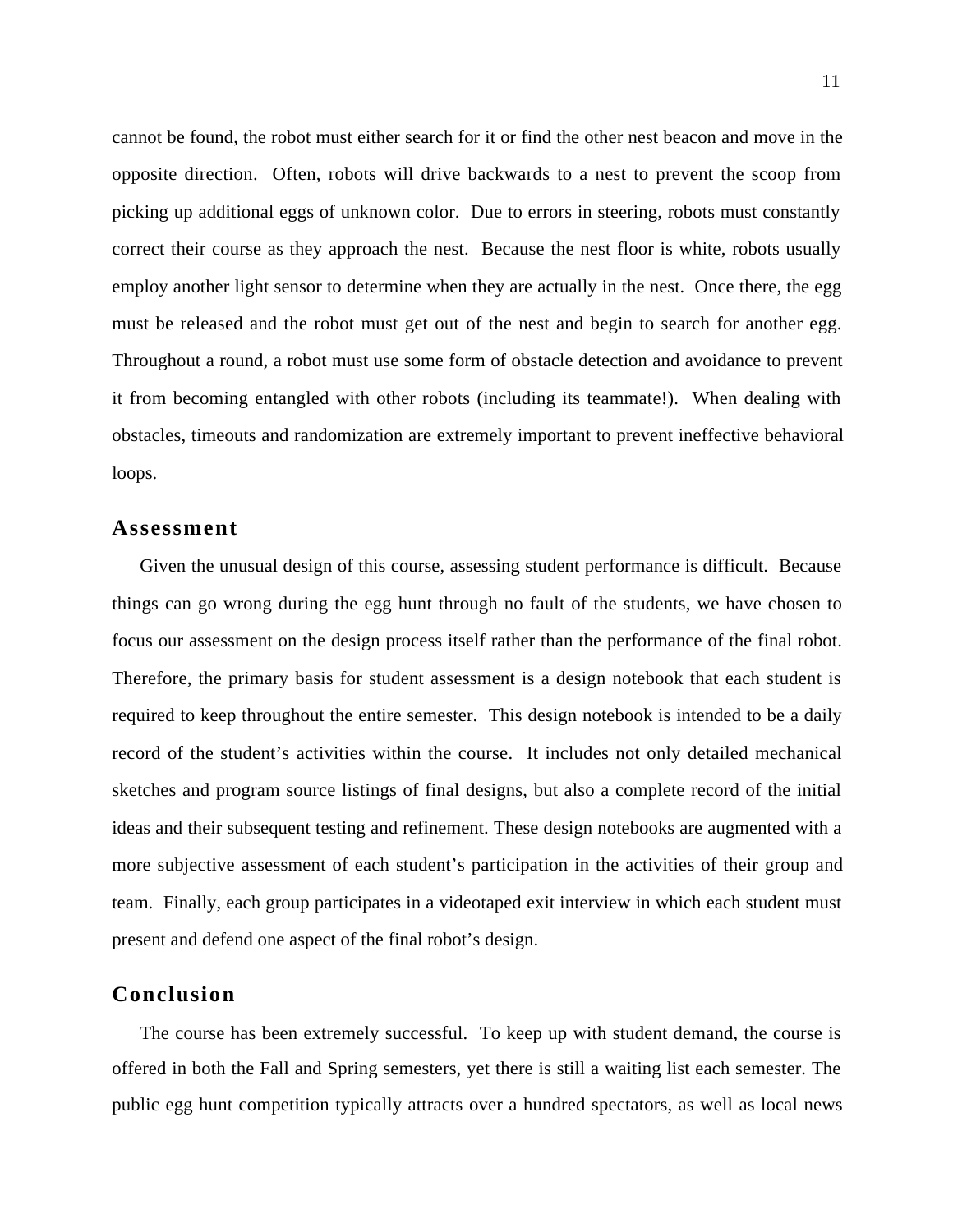cannot be found, the robot must either search for it or find the other nest beacon and move in the opposite direction. Often, robots will drive backwards to a nest to prevent the scoop from picking up additional eggs of unknown color. Due to errors in steering, robots must constantly correct their course as they approach the nest. Because the nest floor is white, robots usually employ another light sensor to determine when they are actually in the nest. Once there, the egg must be released and the robot must get out of the nest and begin to search for another egg. Throughout a round, a robot must use some form of obstacle detection and avoidance to prevent it from becoming entangled with other robots (including its teammate!). When dealing with obstacles, timeouts and randomization are extremely important to prevent ineffective behavioral loops.

## Assessment

Given the unusual design of this course, assessing student performance is difficult. Because things can go wrong during the egg hunt through no fault of the students, we have chosen to focus our assessment on the design process itself rather than the performance of the final robot. Therefore, the primary basis for student assessment is a design notebook that each student is required to keep throughout the entire semester. This design notebook is intended to be a daily record of the student's activities within the course. It includes not only detailed mechanical sketches and program source listings of final designs, but also a complete record of the initial ideas and their subsequent testing and refinement. These design notebooks are augmented with a more subjective assessment of each student's participation in the activities of their group and team. Finally, each group participates in a videotaped exit interview in which each student must present and defend one aspect of the final robot's design.

## Conclusion

The course has been extremely successful. To keep up with student demand, the course is offered in both the Fall and Spring semesters, yet there is still a waiting list each semester. The public egg hunt competition typically attracts over a hundred spectators, as well as local news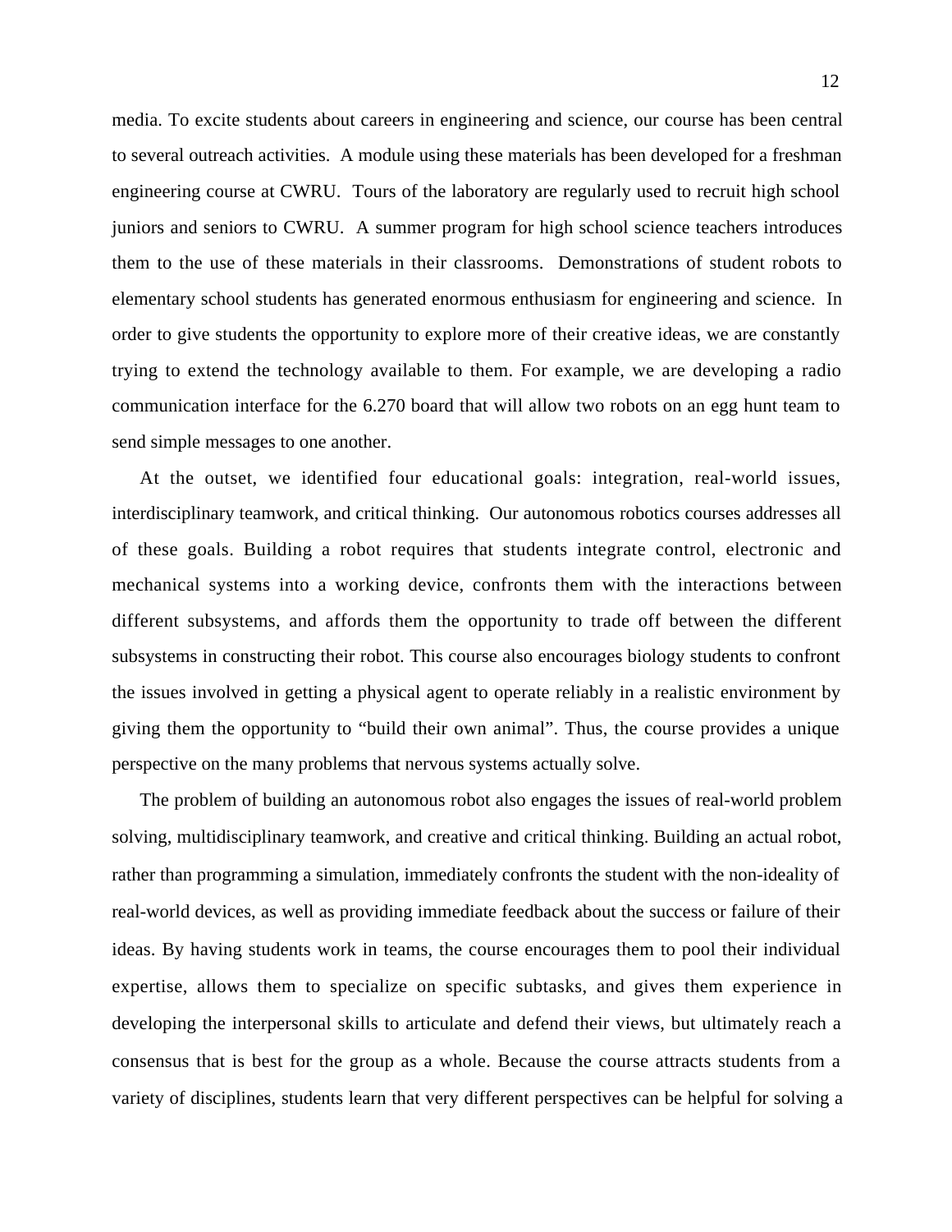media. To excite students about careers in engineering and science, our course has been central to several outreach activities. A module using these materials has been developed for a freshman engineering course at CWRU. Tours of the laboratory are regularly used to recruit high school juniors and seniors to CWRU. A summer program for high school science teachers introduces them to the use of these materials in their classrooms. Demonstrations of student robots to elementary school students has generated enormous enthusiasm for engineering and science. In order to give students the opportunity to explore more of their creative ideas, we are constantly trying to extend the technology available to them. For example, we are developing a radio communication interface for the 6.270 board that will allow two robots on an egg hunt team to send simple messages to one another.

At the outset, we identified four educational goals: integration, real-world issues, interdisciplinary teamwork, and critical thinking. Our autonomous robotics courses addresses all of these goals. Building a robot requires that students integrate control, electronic and mechanical systems into a working device, confronts them with the interactions between different subsystems, and affords them the opportunity to trade off between the different subsystems in constructing their robot. This course also encourages biology students to confront the issues involved in getting a physical agent to operate reliably in a realistic environment by giving them the opportunity to "build their own animal". Thus, the course provides a unique perspective on the many problems that nervous systems actually solve.

The problem of building an autonomous robot also engages the issues of real-world problem solving, multidisciplinary teamwork, and creative and critical thinking. Building an actual robot, rather than programming a simulation, immediately confronts the student with the non-ideality of real-world devices, as well as providing immediate feedback about the success or failure of their ideas. By having students work in teams, the course encourages them to pool their individual expertise, allows them to specialize on specific subtasks, and gives them experience in developing the interpersonal skills to articulate and defend their views, but ultimately reach a consensus that is best for the group as a whole. Because the course attracts students from a variety of disciplines, students learn that very different perspectives can be helpful for solving a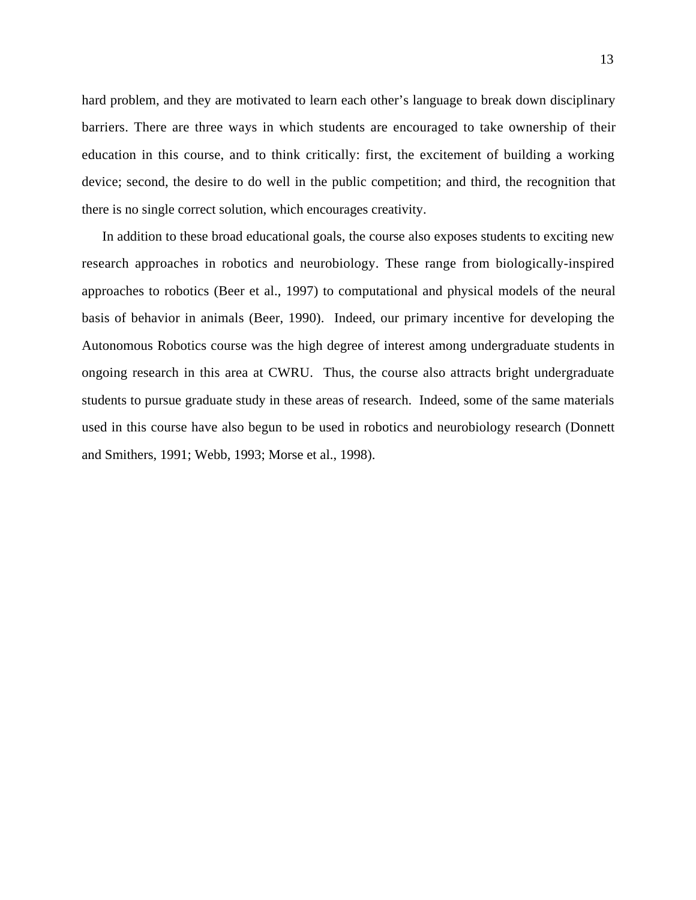hard problem, and they are motivated to learn each other's language to break down disciplinary barriers. There are three ways in which students are encouraged to take ownership of their education in this course, and to think critically: first, the excitement of building a working device; second, the desire to do well in the public competition; and third, the recognition that there is no single correct solution, which encourages creativity.

In addition to these broad educational goals, the course also exposes students to exciting new research approaches in robotics and neurobiology. These range from biologically-inspired approaches to robotics (Beer et al., 1997) to computational and physical models of the neural basis of behavior in animals (Beer, 1990). Indeed, our primary incentive for developing the Autonomous Robotics course was the high degree of interest among undergraduate students in ongoing research in this area at CWRU. Thus, the course also attracts bright undergraduate students to pursue graduate study in these areas of research. Indeed, some of the same materials used in this course have also begun to be used in robotics and neurobiology research (Donnett and Smithers, 1991; Webb, 1993; Morse et al., 1998).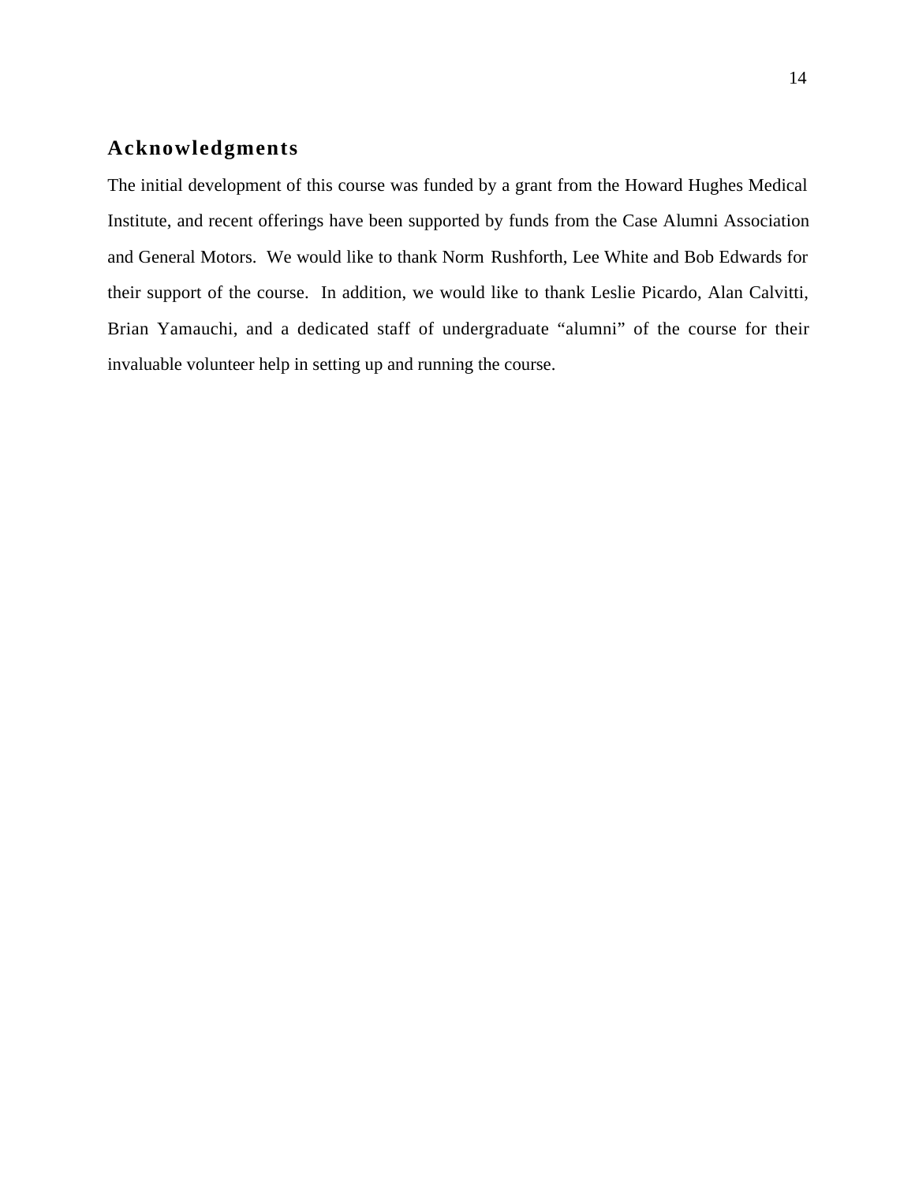## Acknowledgments

The initial development of this course was funded by a grant from the Howard Hughes Medical Institute, and recent offerings have been supported by funds from the Case Alumni Association and General Motors. We would like to thank Norm Rushforth, Lee White and Bob Edwards for their support of the course. In addition, we would like to thank Leslie Picardo, Alan Calvitti, Brian Yamauchi, and a dedicated staff of undergraduate "alumni" of the course for their invaluable volunteer help in setting up and running the course.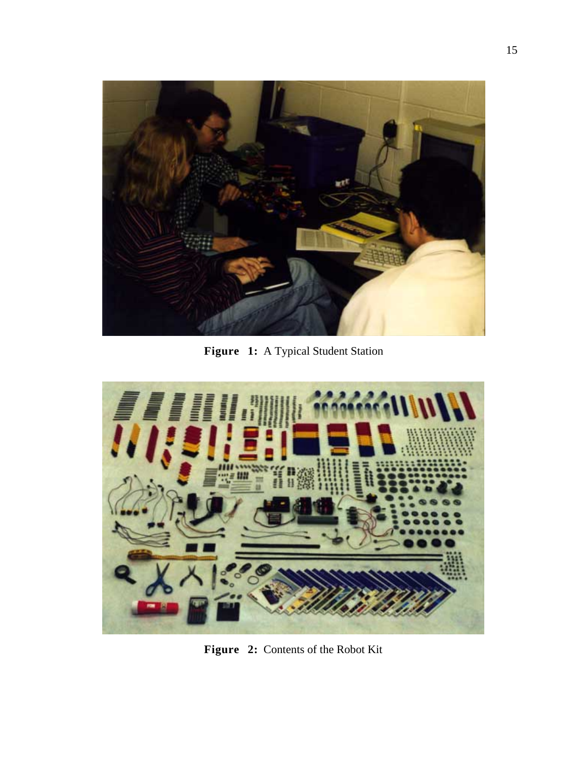**Figure 1:** A Typical Student Station

**Figure 2:** Contents of the Robot Kit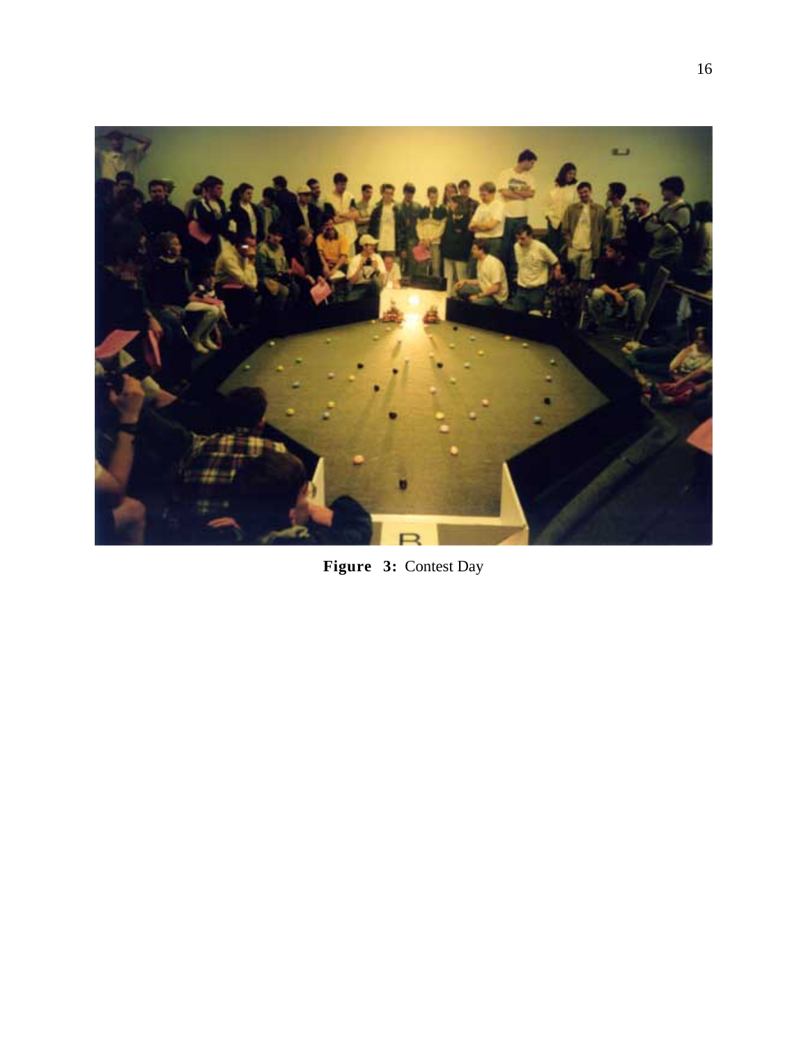**Figure 3:** Contest Day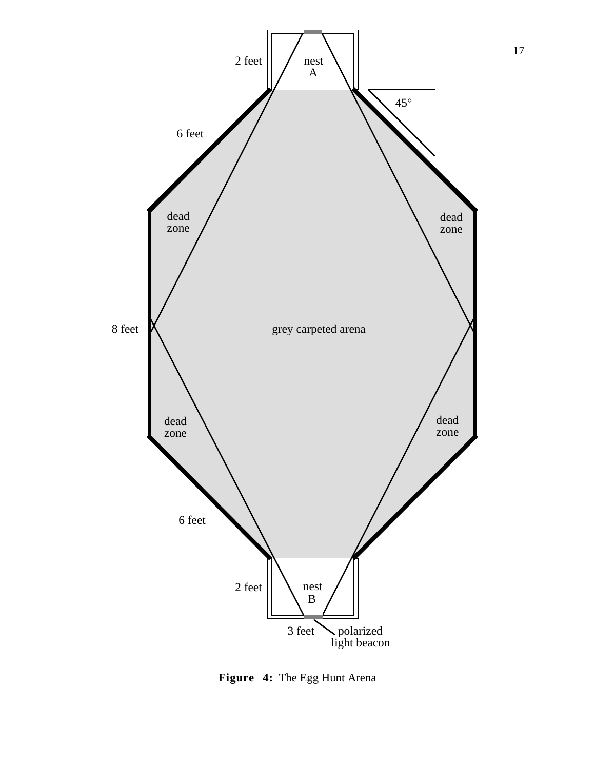2 feet

nest
A

45°

6 feet

dead
zone

dead
zone

8 feet

grey carpeted arena

dead
zone

dead
zone

6 feet

2 feet

nest
B

3 feet

polarized
light beacon

**Figure 4:** The Egg Hunt Arena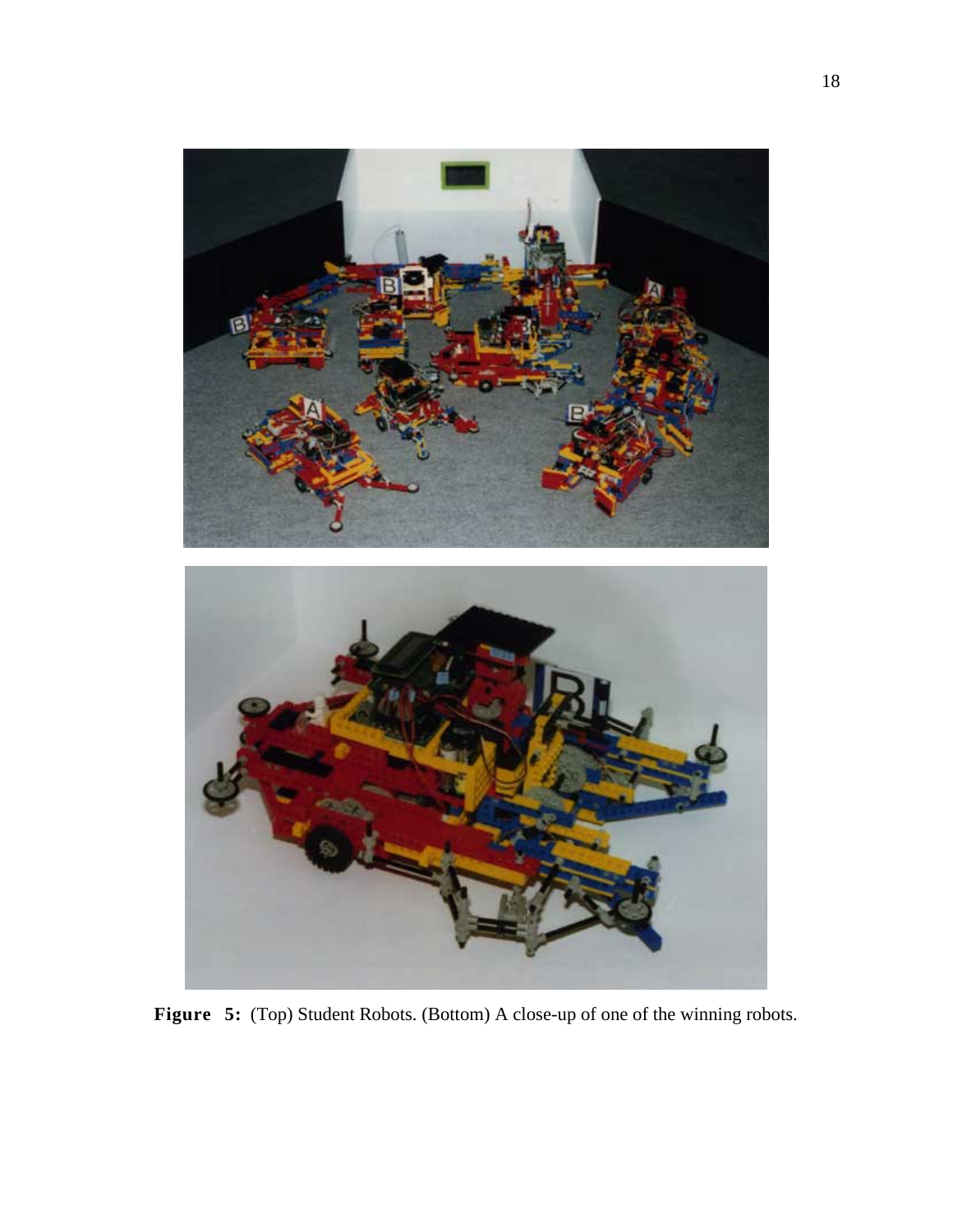**Figure 5:** (Top) Student Robots. (Bottom) A close-up of one of the winning robots.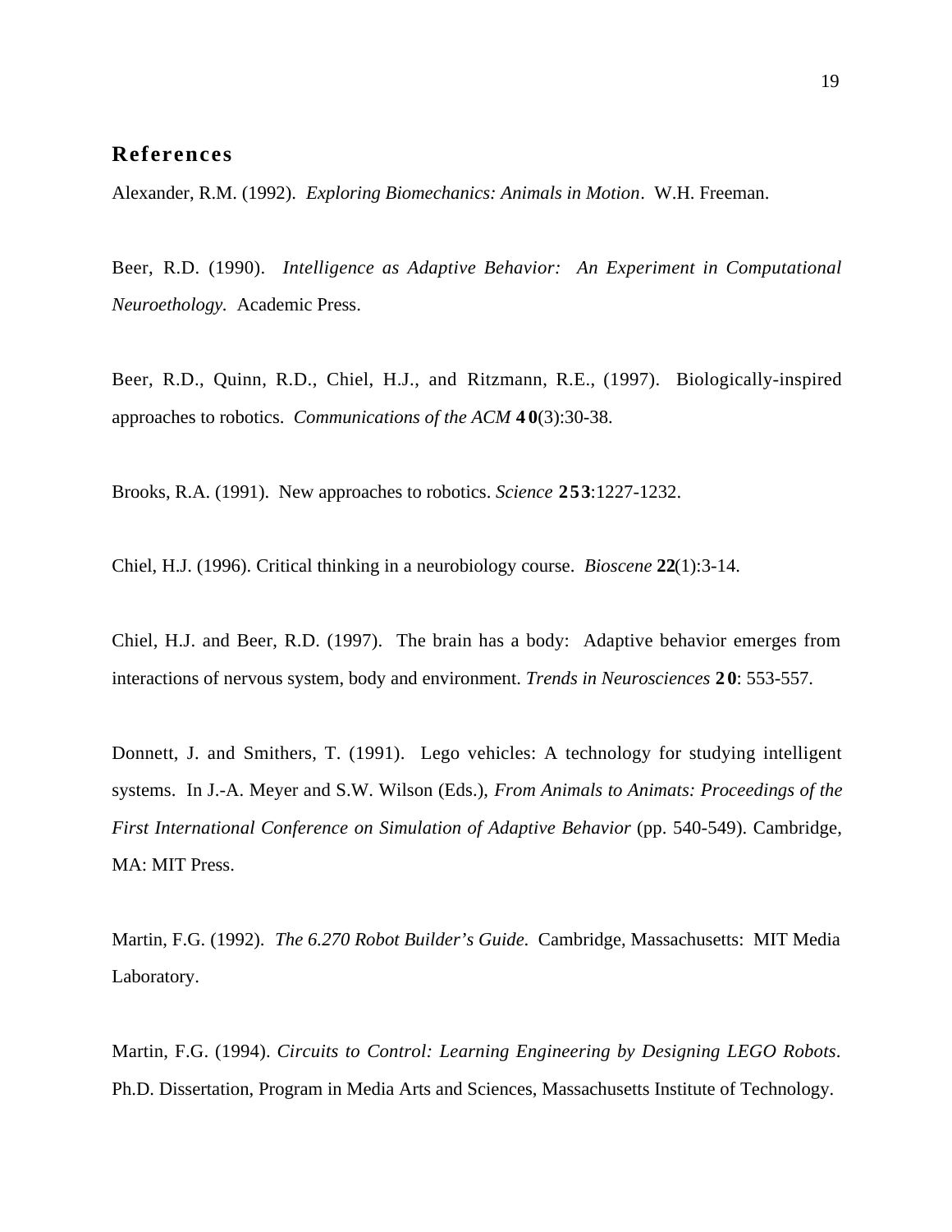## References

Alexander, R.M. (1992). *Exploring Biomechanics: Animals in Motion*. W.H. Freeman.

Beer, R.D. (1990). *Intelligence as Adaptive Behavior: An Experiment in Computational Neuroethology.* Academic Press.

Beer, R.D., Quinn, R.D., Chiel, H.J., and Ritzmann, R.E., (1997). Biologically-inspired approaches to robotics. *Communications of the ACM* **40**(3):30-38.

Brooks, R.A. (1991). New approaches to robotics. *Science* **253**:1227-1232.

Chiel, H.J. (1996). Critical thinking in a neurobiology course. *Bioscene* **22**(1):3-14.

Chiel, H.J. and Beer, R.D. (1997). The brain has a body: Adaptive behavior emerges from interactions of nervous system, body and environment. *Trends in Neurosciences* **20**: 553-557.

Donnett, J. and Smithers, T. (1991). Lego vehicles: A technology for studying intelligent systems. In J.-A. Meyer and S.W. Wilson (Eds.), *From Animals to Animats: Proceedings of the First International Conference on Simulation of Adaptive Behavior* (pp. 540-549). Cambridge, MA: MIT Press.

Martin, F.G. (1992). *The 6.270 Robot Builder's Guide.* Cambridge, Massachusetts: MIT Media Laboratory.

Martin, F.G. (1994). *Circuits to Control: Learning Engineering by Designing LEGO Robots*. Ph.D. Dissertation, Program in Media Arts and Sciences, Massachusetts Institute of Technology.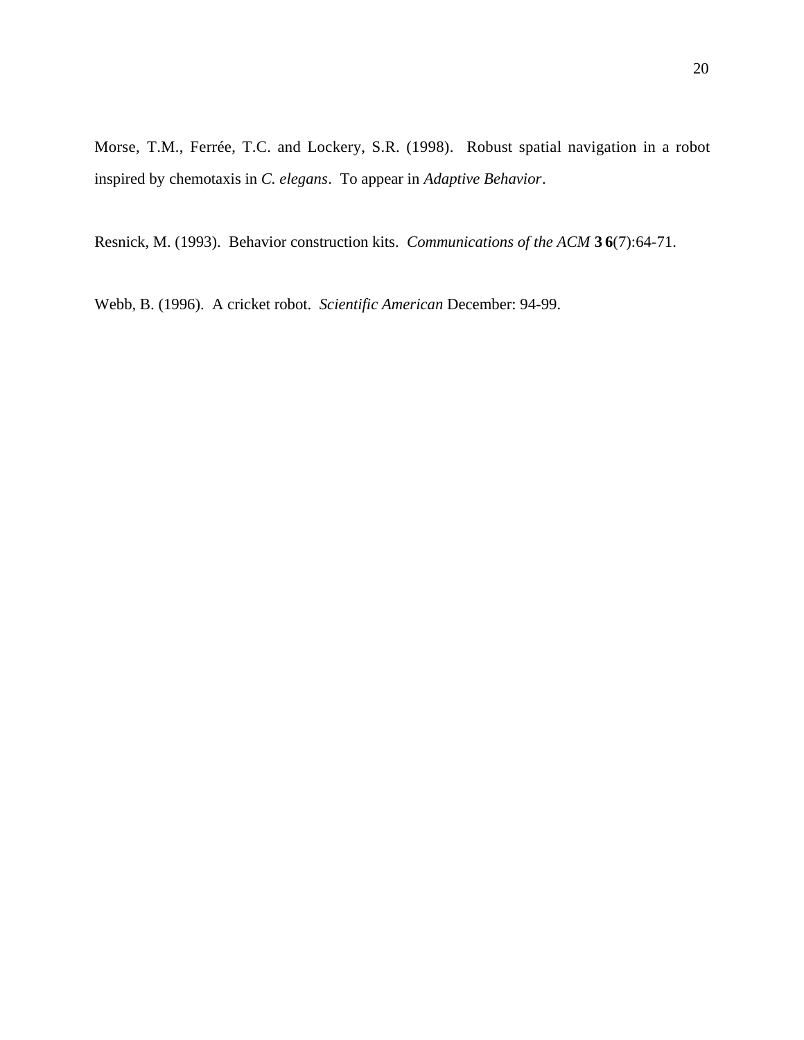Morse, T.M., Ferrée, T.C. and Lockery, S.R. (1998). Robust spatial navigation in a robot inspired by chemotaxis in *C. elegans*. To appear in *Adaptive Behavior*.

Resnick, M. (1993). Behavior construction kits. *Communications of the ACM* **36**(7):64-71.

Webb, B. (1996). A cricket robot. *Scientific American* December: 94-99.